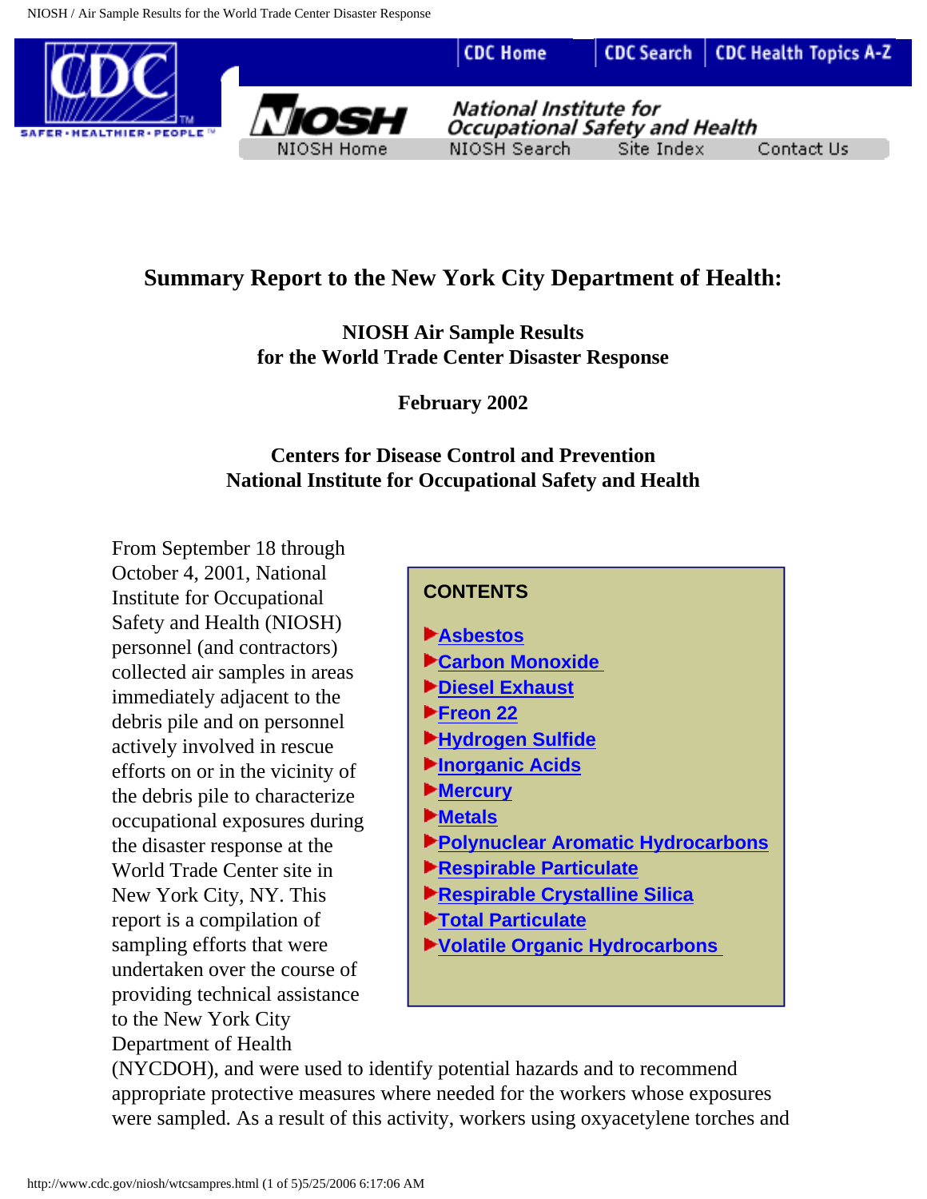# Summary Report to the New York City Department of Health:

## NIOSH Air Sample Results for the World Trade Center Disaster Response

**February 2002**

**Centers for Disease Control and Prevention**
**National Institute for Occupational Safety and Health**

**CONTENTS**

- Asbestos
- Carbon Monoxide
- Diesel Exhaust
- Freon 22
- Hydrogen Sulfide
- Inorganic Acids
- Mercury
- Metals
- Polynuclear Aromatic Hydrocarbons
- Respirable Particulate
- Respirable Crystalline Silica
- Total Particulate
- Volatile Organic Hydrocarbons

From September 18 through October 4, 2001, National Institute for Occupational Safety and Health (NIOSH) personnel (and contractors) collected air samples in areas immediately adjacent to the debris pile and on personnel actively involved in rescue efforts on or in the vicinity of the debris pile to characterize occupational exposures during the disaster response at the World Trade Center site in New York City, NY. This report is a compilation of sampling efforts that were undertaken over the course of providing technical assistance to the New York City Department of Health (NYCDOH), and were used to identify potential hazards and to recommend appropriate protective measures where needed for the workers whose exposures were sampled. As a result of this activity, workers using oxyacetylene torches and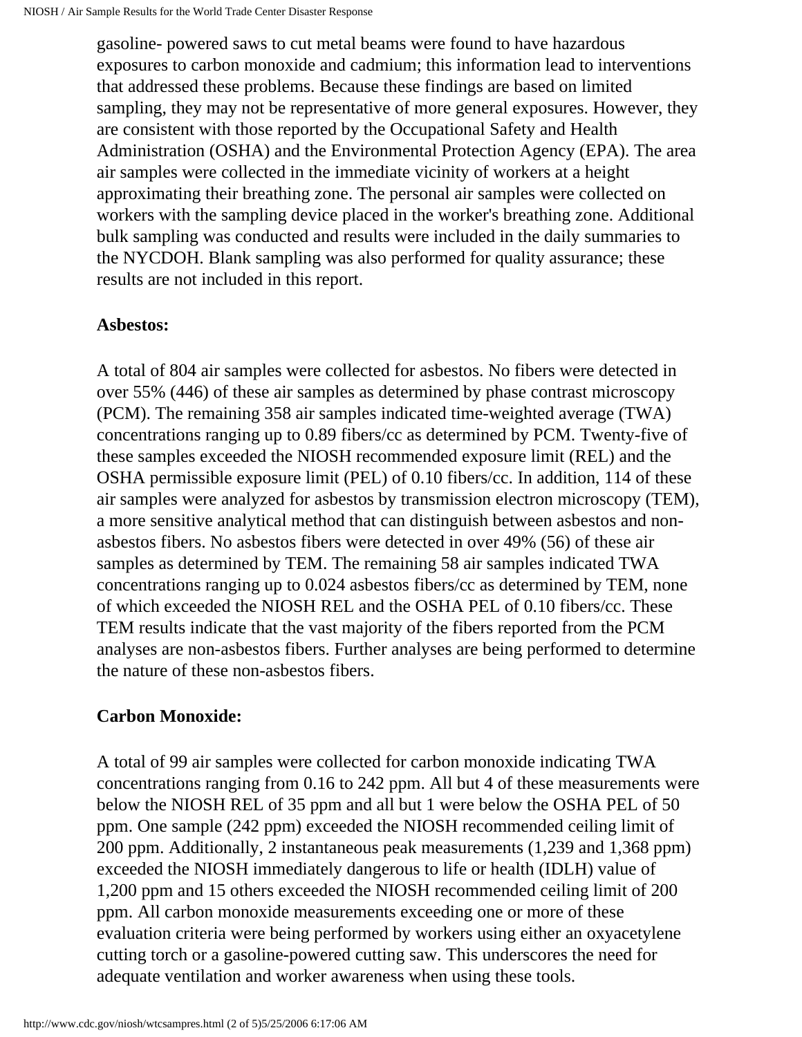gasoline- powered saws to cut metal beams were found to have hazardous exposures to carbon monoxide and cadmium; this information lead to interventions that addressed these problems. Because these findings are based on limited sampling, they may not be representative of more general exposures. However, they are consistent with those reported by the Occupational Safety and Health Administration (OSHA) and the Environmental Protection Agency (EPA). The area air samples were collected in the immediate vicinity of workers at a height approximating their breathing zone. The personal air samples were collected on workers with the sampling device placed in the worker's breathing zone. Additional bulk sampling was conducted and results were included in the daily summaries to the NYCDOH. Blank sampling was also performed for quality assurance; these results are not included in this report.

**Asbestos:**

A total of 804 air samples were collected for asbestos. No fibers were detected in over 55% (446) of these air samples as determined by phase contrast microscopy (PCM). The remaining 358 air samples indicated time-weighted average (TWA) concentrations ranging up to 0.89 fibers/cc as determined by PCM. Twenty-five of these samples exceeded the NIOSH recommended exposure limit (REL) and the OSHA permissible exposure limit (PEL) of 0.10 fibers/cc. In addition, 114 of these air samples were analyzed for asbestos by transmission electron microscopy (TEM), a more sensitive analytical method that can distinguish between asbestos and non-asbestos fibers. No asbestos fibers were detected in over 49% (56) of these air samples as determined by TEM. The remaining 58 air samples indicated TWA concentrations ranging up to 0.024 asbestos fibers/cc as determined by TEM, none of which exceeded the NIOSH REL and the OSHA PEL of 0.10 fibers/cc. These TEM results indicate that the vast majority of the fibers reported from the PCM analyses are non-asbestos fibers. Further analyses are being performed to determine the nature of these non-asbestos fibers.

**Carbon Monoxide:**

A total of 99 air samples were collected for carbon monoxide indicating TWA concentrations ranging from 0.16 to 242 ppm. All but 4 of these measurements were below the NIOSH REL of 35 ppm and all but 1 were below the OSHA PEL of 50 ppm. One sample (242 ppm) exceeded the NIOSH recommended ceiling limit of 200 ppm. Additionally, 2 instantaneous peak measurements (1,239 and 1,368 ppm) exceeded the NIOSH immediately dangerous to life or health (IDLH) value of 1,200 ppm and 15 others exceeded the NIOSH recommended ceiling limit of 200 ppm. All carbon monoxide measurements exceeding one or more of these evaluation criteria were being performed by workers using either an oxyacetylene cutting torch or a gasoline-powered cutting saw. This underscores the need for adequate ventilation and worker awareness when using these tools.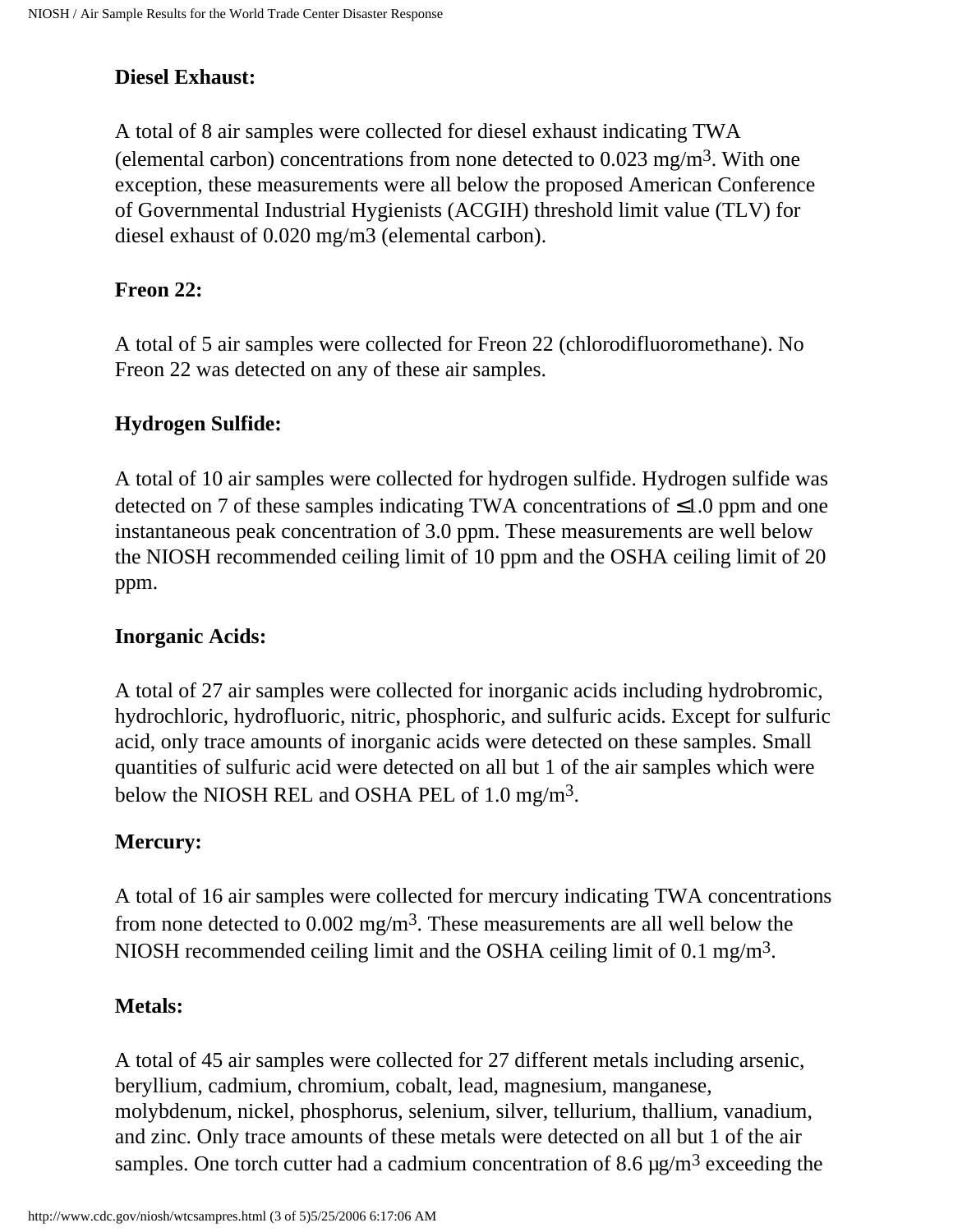**Diesel Exhaust:**

A total of 8 air samples were collected for diesel exhaust indicating TWA (elemental carbon) concentrations from none detected to 0.023 mg/m$^3$. With one exception, these measurements were all below the proposed American Conference of Governmental Industrial Hygienists (ACGIH) threshold limit value (TLV) for diesel exhaust of 0.020 mg/m3 (elemental carbon).

**Freon 22:**

A total of 5 air samples were collected for Freon 22 (chlorodifluoromethane). No Freon 22 was detected on any of these air samples.

**Hydrogen Sulfide:**

A total of 10 air samples were collected for hydrogen sulfide. Hydrogen sulfide was detected on 7 of these samples indicating TWA concentrations of ≤1.0 ppm and one instantaneous peak concentration of 3.0 ppm. These measurements are well below the NIOSH recommended ceiling limit of 10 ppm and the OSHA ceiling limit of 20 ppm.

**Inorganic Acids:**

A total of 27 air samples were collected for inorganic acids including hydrobromic, hydrochloric, hydrofluoric, nitric, phosphoric, and sulfuric acids. Except for sulfuric acid, only trace amounts of inorganic acids were detected on these samples. Small quantities of sulfuric acid were detected on all but 1 of the air samples which were below the NIOSH REL and OSHA PEL of 1.0 mg/m$^3$.

**Mercury:**

A total of 16 air samples were collected for mercury indicating TWA concentrations from none detected to 0.002 mg/m$^3$. These measurements are all well below the NIOSH recommended ceiling limit and the OSHA ceiling limit of 0.1 mg/m$^3$.

**Metals:**

A total of 45 air samples were collected for 27 different metals including arsenic, beryllium, cadmium, chromium, cobalt, lead, magnesium, manganese, molybdenum, nickel, phosphorus, selenium, silver, tellurium, thallium, vanadium, and zinc. Only trace amounts of these metals were detected on all but 1 of the air samples. One torch cutter had a cadmium concentration of 8.6 µg/m$^3$ exceeding the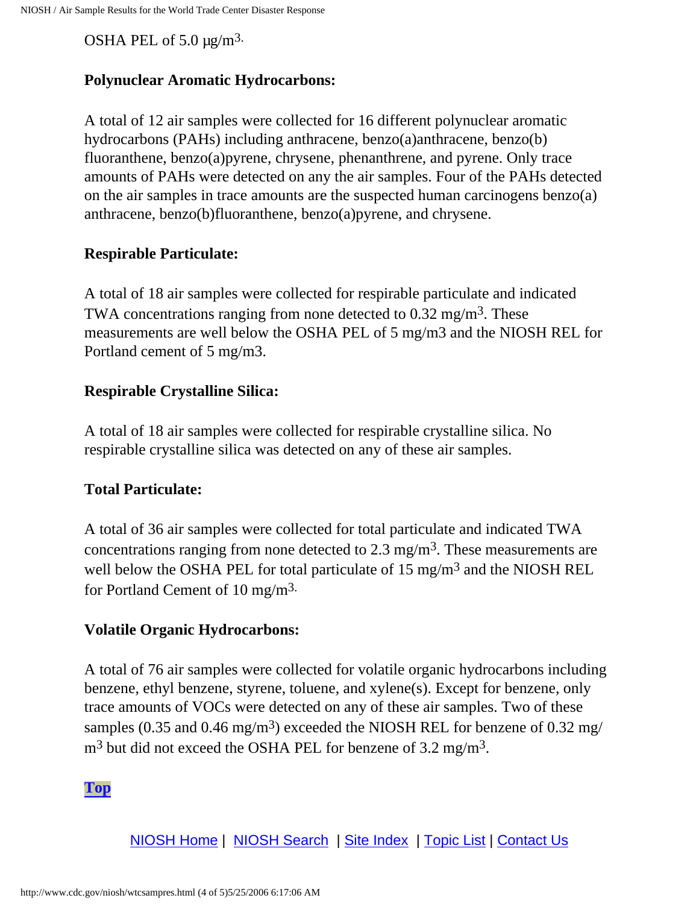OSHA PEL of 5.0 µg/$m^3$.

### Polynuclear Aromatic Hydrocarbons:

A total of 12 air samples were collected for 16 different polynuclear aromatic hydrocarbons (PAHs) including anthracene, benzo(a)anthracene, benzo(b) fluoranthene, benzo(a)pyrene, chrysene, phenanthrene, and pyrene. Only trace amounts of PAHs were detected on any the air samples. Four of the PAHs detected on the air samples in trace amounts are the suspected human carcinogens benzo(a) anthracene, benzo(b)fluoranthene, benzo(a)pyrene, and chrysene.

### Respirable Particulate:

A total of 18 air samples were collected for respirable particulate and indicated TWA concentrations ranging from none detected to 0.32 mg/$m^3$. These measurements are well below the OSHA PEL of 5 mg/m3 and the NIOSH REL for Portland cement of 5 mg/m3.

### Respirable Crystalline Silica:

A total of 18 air samples were collected for respirable crystalline silica. No respirable crystalline silica was detected on any of these air samples.

### Total Particulate:

A total of 36 air samples were collected for total particulate and indicated TWA concentrations ranging from none detected to 2.3 mg/$m^3$. These measurements are well below the OSHA PEL for total particulate of 15 mg/$m^3$ and the NIOSH REL for Portland Cement of 10 mg/$m^3$.

### Volatile Organic Hydrocarbons:

A total of 76 air samples were collected for volatile organic hydrocarbons including benzene, ethyl benzene, styrene, toluene, and xylene(s). Except for benzene, only trace amounts of VOCs were detected on any of these air samples. Two of these samples (0.35 and 0.46 mg/$m^3$) exceeded the NIOSH REL for benzene of 0.32 mg/$m^3$ but did not exceed the OSHA PEL for benzene of 3.2 mg/$m^3$.

**Top**

NIOSH Home | NIOSH Search | Site Index | Topic List | Contact Us